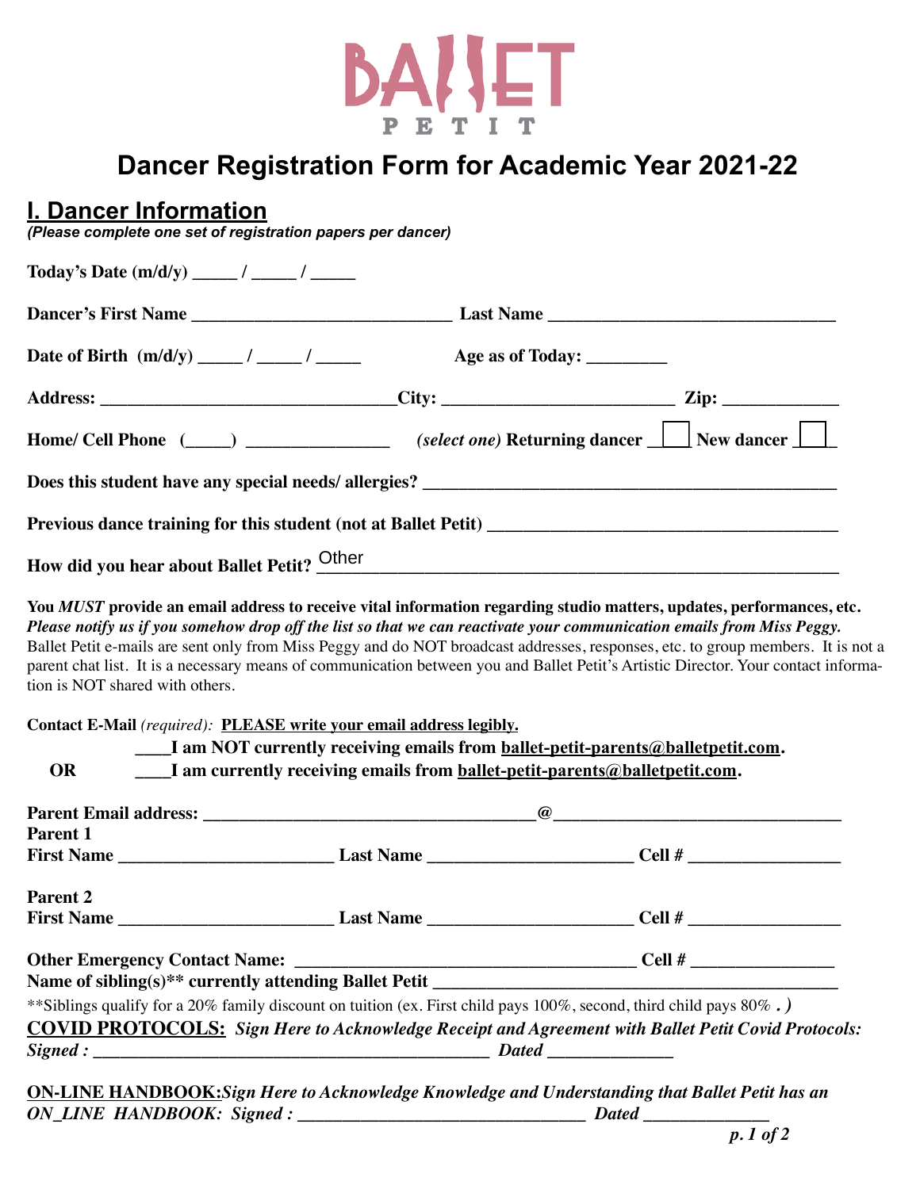BALLET PETIT

# Dancer Registration Form for Academic Year 2021-22

## I. Dancer Information

***(Please complete one set of registration papers per dancer)***

**Today's Date (m/d/y) _____ / _____ / _____**

**Dancer's First Name ____________________________ Last Name ________________________________**

**Date of Birth (m/d/y) _____ / _____ / _____ Age as of Today: _________**

**Address: ________________________________City: _________________________ Zip: ____________**

**Home/ Cell Phone (_____) _______________** *(select one)* **Returning dancer ☐ New dancer ☐**

**Does this student have any special needs/ allergies? ___________________________________________**

**Previous dance training for this student (not at Ballet Petit) ____________________________________**

**How did you hear about Ballet Petit?** Other

**You *MUST* provide an email address to receive vital information regarding studio matters, updates, performances, etc.** ***Please notify us if you somehow drop off the list so that we can reactivate your communication emails from Miss Peggy.*** Ballet Petit e-mails are sent only from Miss Peggy and do NOT broadcast addresses, responses, etc. to group members. It is not a parent chat list. It is a necessary means of communication between you and Ballet Petit's Artistic Director. Your contact information is NOT shared with others.

**Contact E-Mail** *(required)*: **PLEASE write your email address legibly.**

**____I am NOT currently receiving emails from ballet-petit-parents@balletpetit.com.**

**OR ____I am currently receiving emails from ballet-petit-parents@balletpetit.com.**

**Parent Email address: ____________________________________@________________________________**

**Parent 1**
**First Name _______________________ Last Name ______________________ Cell # ________________**

**Parent 2**
**First Name _______________________ Last Name ______________________ Cell # ________________**

**Other Emergency Contact Name: _____________________________________ Cell # _______________**

**Name of sibling(s)\*\* currently attending Ballet Petit ___________________________________________**

\*\*Siblings qualify for a 20% family discount on tuition (ex. First child pays 100%, second, third child pays 80% **.)**

**COVID PROTOCOLS:** ***Sign Here to Acknowledge Receipt and Agreement with Ballet Petit Covid Protocols:***
***Signed : _____________________________________________ Dated ______________***

**ON-LINE HANDBOOK:** ***Sign Here to Acknowledge Knowledge and Understanding that Ballet Petit has an ON_LINE HANDBOOK: Signed : ________________________________ Dated ______________***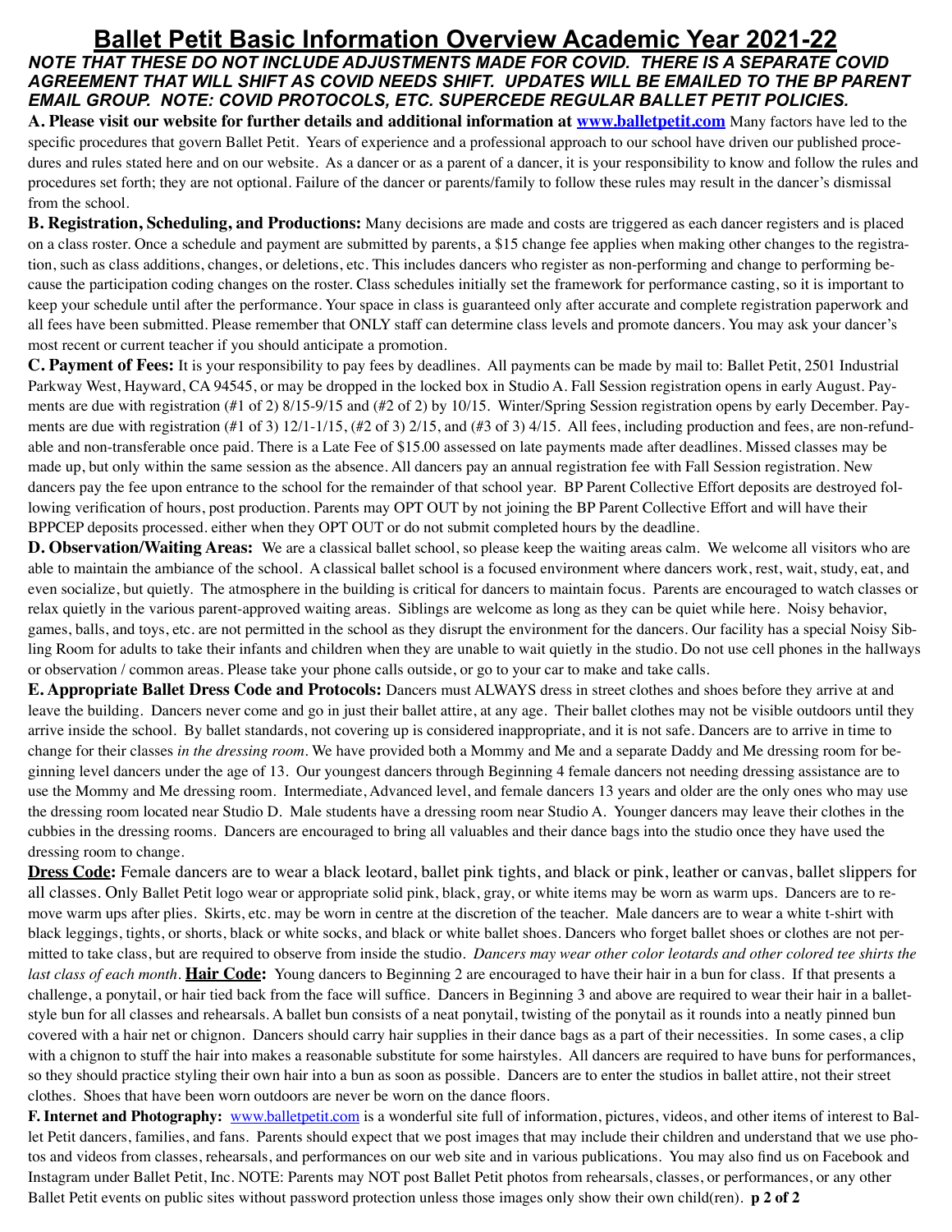# Ballet Petit Basic Information Overview Academic Year 2021-22

***NOTE THAT THESE DO NOT INCLUDE ADJUSTMENTS MADE FOR COVID. THERE IS A SEPARATE COVID AGREEMENT THAT WILL SHIFT AS COVID NEEDS SHIFT. UPDATES WILL BE EMAILED TO THE BP PARENT EMAIL GROUP. NOTE: COVID PROTOCOLS, ETC. SUPERCEDE REGULAR BALLET PETIT POLICIES.***

**A. Please visit our website for further details and additional information at [www.balletpetit.com](www.balletpetit.com)** Many factors have led to the specific procedures that govern Ballet Petit. Years of experience and a professional approach to our school have driven our published procedures and rules stated here and on our website. As a dancer or as a parent of a dancer, it is your responsibility to know and follow the rules and procedures set forth; they are not optional. Failure of the dancer or parents/family to follow these rules may result in the dancer's dismissal from the school.

**B. Registration, Scheduling, and Productions:** Many decisions are made and costs are triggered as each dancer registers and is placed on a class roster. Once a schedule and payment are submitted by parents, a $15 change fee applies when making other changes to the registration, such as class additions, changes, or deletions, etc. This includes dancers who register as non-performing and change to performing because the participation coding changes on the roster. Class schedules initially set the framework for performance casting, so it is important to keep your schedule until after the performance. Your space in class is guaranteed only after accurate and complete registration paperwork and all fees have been submitted. Please remember that ONLY staff can determine class levels and promote dancers. You may ask your dancer's most recent or current teacher if you should anticipate a promotion.

**C. Payment of Fees:** It is your responsibility to pay fees by deadlines. All payments can be made by mail to: Ballet Petit, 2501 Industrial Parkway West, Hayward, CA 94545, or may be dropped in the locked box in Studio A. Fall Session registration opens in early August. Payments are due with registration (#1 of 2) 8/15-9/15 and (#2 of 2) by 10/15. Winter/Spring Session registration opens by early December. Payments are due with registration (#1 of 3) 12/1-1/15, (#2 of 3) 2/15, and (#3 of 3) 4/15. All fees, including production and fees, are non-refundable and non-transferable once paid. There is a Late Fee of $15.00 assessed on late payments made after deadlines. Missed classes may be made up, but only within the same session as the absence. All dancers pay an annual registration fee with Fall Session registration. New dancers pay the fee upon entrance to the school for the remainder of that school year. BP Parent Collective Effort deposits are destroyed following verification of hours, post production. Parents may OPT OUT by not joining the BP Parent Collective Effort and will have their BPPCEP deposits processed. either when they OPT OUT or do not submit completed hours by the deadline.

**D. Observation/Waiting Areas:** We are a classical ballet school, so please keep the waiting areas calm. We welcome all visitors who are able to maintain the ambiance of the school. A classical ballet school is a focused environment where dancers work, rest, wait, study, eat, and even socialize, but quietly. The atmosphere in the building is critical for dancers to maintain focus. Parents are encouraged to watch classes or relax quietly in the various parent-approved waiting areas. Siblings are welcome as long as they can be quiet while here. Noisy behavior, games, balls, and toys, etc. are not permitted in the school as they disrupt the environment for the dancers. Our facility has a special Noisy Sibling Room for adults to take their infants and children when they are unable to wait quietly in the studio. Do not use cell phones in the hallways or observation / common areas. Please take your phone calls outside, or go to your car to make and take calls.

**E. Appropriate Ballet Dress Code and Protocols:** Dancers must ALWAYS dress in street clothes and shoes before they arrive at and leave the building. Dancers never come and go in just their ballet attire, at any age. Their ballet clothes may not be visible outdoors until they arrive inside the school. By ballet standards, not covering up is considered inappropriate, and it is not safe. Dancers are to arrive in time to change for their classes *in the dressing room*. We have provided both a Mommy and Me and a separate Daddy and Me dressing room for beginning level dancers under the age of 13. Our youngest dancers through Beginning 4 female dancers not needing dressing assistance are to use the Mommy and Me dressing room. Intermediate, Advanced level, and female dancers 13 years and older are the only ones who may use the dressing room located near Studio D. Male students have a dressing room near Studio A. Younger dancers may leave their clothes in the cubbies in the dressing rooms. Dancers are encouraged to bring all valuables and their dance bags into the studio once they have used the dressing room to change.

**Dress Code:** Female dancers are to wear a black leotard, ballet pink tights, and black or pink, leather or canvas, ballet slippers for all classes. Only Ballet Petit logo wear or appropriate solid pink, black, gray, or white items may be worn as warm ups. Dancers are to remove warm ups after plies. Skirts, etc. may be worn in centre at the discretion of the teacher. Male dancers are to wear a white t-shirt with black leggings, tights, or shorts, black or white socks, and black or white ballet shoes. Dancers who forget ballet shoes or clothes are not permitted to take class, but are required to observe from inside the studio. *Dancers may wear other color leotards and other colored tee shirts the last class of each month*. **Hair Code:** Young dancers to Beginning 2 are encouraged to have their hair in a bun for class. If that presents a challenge, a ponytail, or hair tied back from the face will suffice. Dancers in Beginning 3 and above are required to wear their hair in a ballet-style bun for all classes and rehearsals. A ballet bun consists of a neat ponytail, twisting of the ponytail as it rounds into a neatly pinned bun covered with a hair net or chignon. Dancers should carry hair supplies in their dance bags as a part of their necessities. In some cases, a clip with a chignon to stuff the hair into makes a reasonable substitute for some hairstyles. All dancers are required to have buns for performances, so they should practice styling their own hair into a bun as soon as possible. Dancers are to enter the studios in ballet attire, not their street clothes. Shoes that have been worn outdoors are never be worn on the dance floors.

**F. Internet and Photography:** [www.balletpetit.com](www.balletpetit.com) is a wonderful site full of information, pictures, videos, and other items of interest to Ballet Petit dancers, families, and fans. Parents should expect that we post images that may include their children and understand that we use photos and videos from classes, rehearsals, and performances on our web site and in various publications. You may also find us on Facebook and Instagram under Ballet Petit, Inc. NOTE: Parents may NOT post Ballet Petit photos from rehearsals, classes, or performances, or any other Ballet Petit events on public sites without password protection unless those images only show their own child(ren).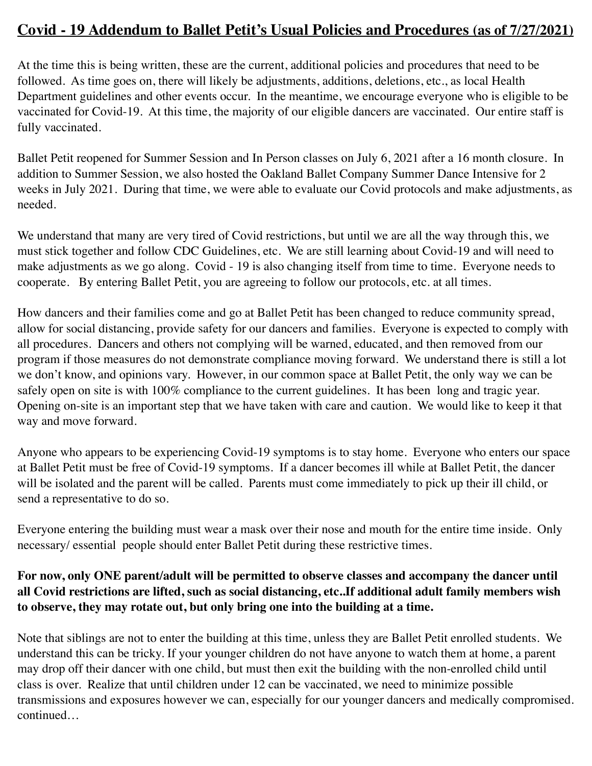# **Covid - 19 Addendum to Ballet Petit's Usual Policies and Procedures (as of 7/27/2021)**

At the time this is being written, these are the current, additional policies and procedures that need to be followed. As time goes on, there will likely be adjustments, additions, deletions, etc., as local Health Department guidelines and other events occur. In the meantime, we encourage everyone who is eligible to be vaccinated for Covid-19. At this time, the majority of our eligible dancers are vaccinated. Our entire staff is fully vaccinated.

Ballet Petit reopened for Summer Session and In Person classes on July 6, 2021 after a 16 month closure. In addition to Summer Session, we also hosted the Oakland Ballet Company Summer Dance Intensive for 2 weeks in July 2021. During that time, we were able to evaluate our Covid protocols and make adjustments, as needed.

We understand that many are very tired of Covid restrictions, but until we are all the way through this, we must stick together and follow CDC Guidelines, etc. We are still learning about Covid-19 and will need to make adjustments as we go along. Covid - 19 is also changing itself from time to time. Everyone needs to cooperate. By entering Ballet Petit, you are agreeing to follow our protocols, etc. at all times.

How dancers and their families come and go at Ballet Petit has been changed to reduce community spread, allow for social distancing, provide safety for our dancers and families. Everyone is expected to comply with all procedures. Dancers and others not complying will be warned, educated, and then removed from our program if those measures do not demonstrate compliance moving forward. We understand there is still a lot we don't know, and opinions vary. However, in our common space at Ballet Petit, the only way we can be safely open on site is with 100% compliance to the current guidelines. It has been long and tragic year. Opening on-site is an important step that we have taken with care and caution. We would like to keep it that way and move forward.

Anyone who appears to be experiencing Covid-19 symptoms is to stay home. Everyone who enters our space at Ballet Petit must be free of Covid-19 symptoms. If a dancer becomes ill while at Ballet Petit, the dancer will be isolated and the parent will be called. Parents must come immediately to pick up their ill child, or send a representative to do so.

Everyone entering the building must wear a mask over their nose and mouth for the entire time inside. Only necessary/ essential people should enter Ballet Petit during these restrictive times.

**For now, only ONE parent/adult will be permitted to observe classes and accompany the dancer until all Covid restrictions are lifted, such as social distancing, etc..If additional adult family members wish to observe, they may rotate out, but only bring one into the building at a time.**

Note that siblings are not to enter the building at this time, unless they are Ballet Petit enrolled students. We understand this can be tricky. If your younger children do not have anyone to watch them at home, a parent may drop off their dancer with one child, but must then exit the building with the non-enrolled child until class is over. Realize that until children under 12 can be vaccinated, we need to minimize possible transmissions and exposures however we can, especially for our younger dancers and medically compromised. continued…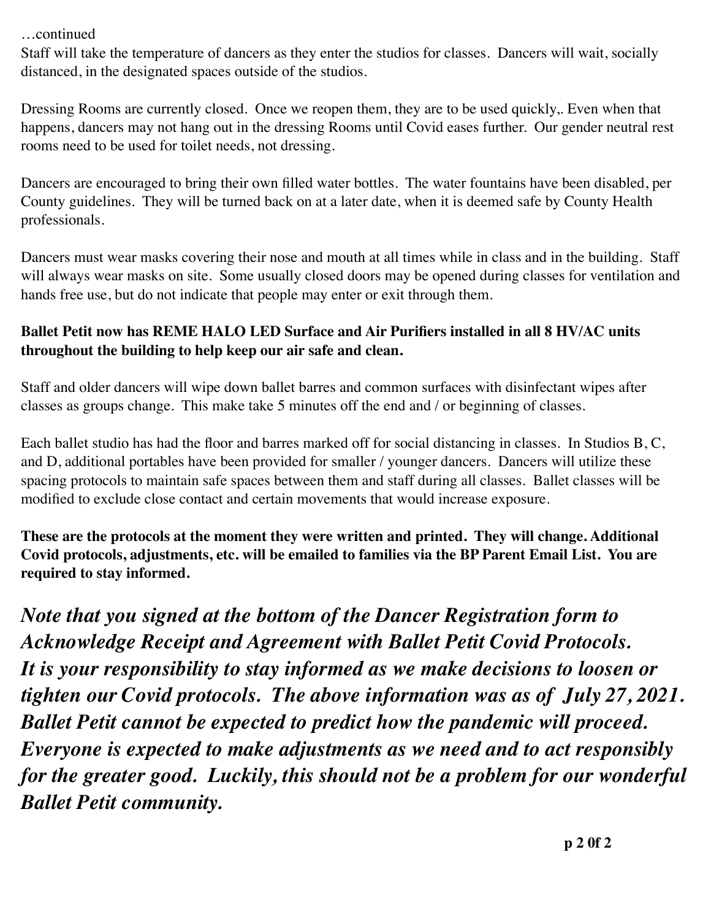…continued

Staff will take the temperature of dancers as they enter the studios for classes. Dancers will wait, socially distanced, in the designated spaces outside of the studios.

Dressing Rooms are currently closed. Once we reopen them, they are to be used quickly,. Even when that happens, dancers may not hang out in the dressing Rooms until Covid eases further. Our gender neutral rest rooms need to be used for toilet needs, not dressing.

Dancers are encouraged to bring their own filled water bottles. The water fountains have been disabled, per County guidelines. They will be turned back on at a later date, when it is deemed safe by County Health professionals.

Dancers must wear masks covering their nose and mouth at all times while in class and in the building. Staff will always wear masks on site. Some usually closed doors may be opened during classes for ventilation and hands free use, but do not indicate that people may enter or exit through them.

**Ballet Petit now has REME HALO LED Surface and Air Purifiers installed in all 8 HV/AC units throughout the building to help keep our air safe and clean.**

Staff and older dancers will wipe down ballet barres and common surfaces with disinfectant wipes after classes as groups change. This make take 5 minutes off the end and / or beginning of classes.

Each ballet studio has had the floor and barres marked off for social distancing in classes. In Studios B, C, and D, additional portables have been provided for smaller / younger dancers. Dancers will utilize these spacing protocols to maintain safe spaces between them and staff during all classes. Ballet classes will be modified to exclude close contact and certain movements that would increase exposure.

**These are the protocols at the moment they were written and printed. They will change. Additional Covid protocols, adjustments, etc. will be emailed to families via the BP Parent Email List. You are required to stay informed.**

***Note that you signed at the bottom of the Dancer Registration form to Acknowledge Receipt and Agreement with Ballet Petit Covid Protocols. It is your responsibility to stay informed as we make decisions to loosen or tighten our Covid protocols. The above information was as of July 27, 2021. Ballet Petit cannot be expected to predict how the pandemic will proceed. Everyone is expected to make adjustments as we need and to act responsibly for the greater good. Luckily, this should not be a problem for our wonderful Ballet Petit community.***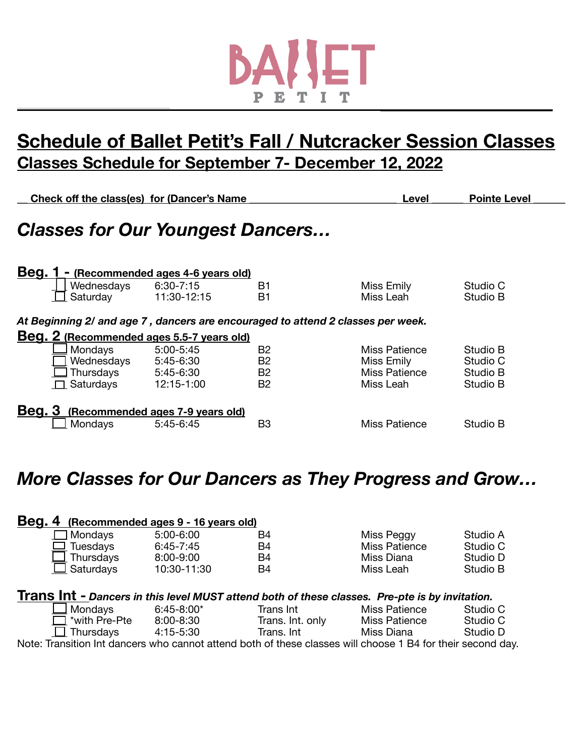BALLET PETIT

# Schedule of Ballet Petit's Fall / Nutcracker Session Classes

## Classes Schedule for September 7- December 12, 2022

**Check off the class(es) for (Dancer's Name ___________________________ Level ______ Pointe Level ______**

## *Classes for Our Youngest Dancers…*

**Beg. 1 - (Recommended ages 4-6 years old)**

| | Day | Time | Level | Teacher | Studio |
|---|---|---|---|---|---|
| ☐ | Wednesdays | 6:30-7:15 | B1 | Miss Emily | Studio C |
| ☐ | Saturday | 11:30-12:15 | B1 | Miss Leah | Studio B |

***At Beginning 2/ and age 7 , dancers are encouraged to attend 2 classes per week.***

**Beg. 2 (Recommended ages 5.5-7 years old)**

| | Day | Time | Level | Teacher | Studio |
|---|---|---|---|---|---|
| ☐ | Mondays | 5:00-5:45 | B2 | Miss Patience | Studio B |
| ☐ | Wednesdays | 5:45-6:30 | B2 | Miss Emily | Studio C |
| ☐ | Thursdays | 5:45-6:30 | B2 | Miss Patience | Studio B |
| ☐ | Saturdays | 12:15-1:00 | B2 | Miss Leah | Studio B |

**Beg. 3 (Recommended ages 7-9 years old)**

| | Day | Time | Level | Teacher | Studio |
|---|---|---|---|---|---|
| ☐ | Mondays | 5:45-6:45 | B3 | Miss Patience | Studio B |

## *More Classes for Our Dancers as They Progress and Grow…*

**Beg. 4 (Recommended ages 9 - 16 years old)**

| | Day | Time | Level | Teacher | Studio |
|---|---|---|---|---|---|
| ☐ | Mondays | 5:00-6:00 | B4 | Miss Peggy | Studio A |
| ☐ | Tuesdays | 6:45-7:45 | B4 | Miss Patience | Studio C |
| ☐ | Thursdays | 8:00-9:00 | B4 | Miss Diana | Studio D |
| ☐ | Saturdays | 10:30-11:30 | B4 | Miss Leah | Studio B |

**Trans Int -** ***Dancers in this level MUST attend both of these classes. Pre-pte is by invitation.***

| | Day | Time | Level | Teacher | Studio |
|---|---|---|---|---|---|
| ☐ | Mondays | 6:45-8:00* | Trans Int | Miss Patience | Studio C |
| ☐ | *with Pre-Pte | 8:00-8:30 | Trans. Int. only | Miss Patience | Studio C |
| ☐ | Thursdays | 4:15-5:30 | Trans. Int | Miss Diana | Studio D |

Note: Transition Int dancers who cannot attend both of these classes will choose 1 B4 for their second day.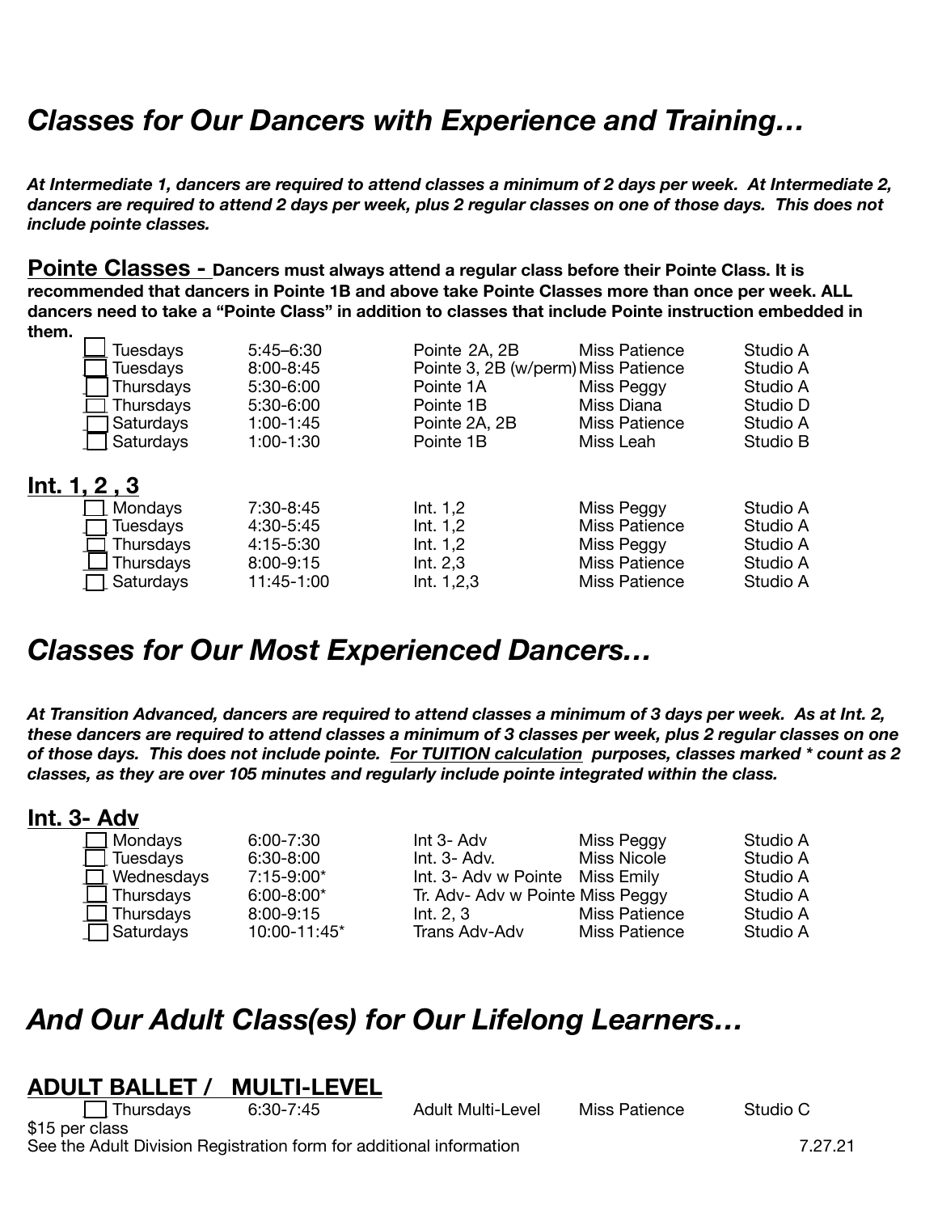# *Classes for Our Dancers with Experience and Training…*

***At Intermediate 1, dancers are required to attend classes a minimum of 2 days per week. At Intermediate 2, dancers are required to attend 2 days per week, plus 2 regular classes on one of those days. This does not include pointe classes.***

**Pointe Classes - Dancers must always attend a regular class before their Pointe Class. It is recommended that dancers in Pointe 1B and above take Pointe Classes more than once per week. ALL dancers need to take a "Pointe Class" in addition to classes that include Pointe instruction embedded in them.**

| Day | Time | Class | Instructor | Studio |
| --- | --- | --- | --- | --- |
| ☐ Tuesdays | 5:45–6:30 | Pointe 2A, 2B | Miss Patience | Studio A |
| ☐ Tuesdays | 8:00-8:45 | Pointe 3, 2B (w/perm) | Miss Patience | Studio A |
| ☐ Thursdays | 5:30-6:00 | Pointe 1A | Miss Peggy | Studio A |
| ☐ Thursdays | 5:30-6:00 | Pointe 1B | Miss Diana | Studio D |
| ☐ Saturdays | 1:00-1:45 | Pointe 2A, 2B | Miss Patience | Studio A |
| ☐ Saturdays | 1:00-1:30 | Pointe 1B | Miss Leah | Studio B |

## Int. 1, 2 , 3

| Day | Time | Class | Instructor | Studio |
| --- | --- | --- | --- | --- |
| ☐ Mondays | 7:30-8:45 | Int. 1,2 | Miss Peggy | Studio A |
| ☐ Tuesdays | 4:30-5:45 | Int. 1,2 | Miss Patience | Studio A |
| ☐ Thursdays | 4:15-5:30 | Int. 1,2 | Miss Peggy | Studio A |
| ☐ Thursdays | 8:00-9:15 | Int. 2,3 | Miss Patience | Studio A |
| ☐ Saturdays | 11:45-1:00 | Int. 1,2,3 | Miss Patience | Studio A |

# *Classes for Our Most Experienced Dancers…*

***At Transition Advanced, dancers are required to attend classes a minimum of 3 days per week. As at Int. 2, these dancers are required to attend classes a minimum of 3 classes per week, plus 2 regular classes on one of those days. This does not include pointe. For TUITION calculation purposes, classes marked * count as 2 classes, as they are over 105 minutes and regularly include pointe integrated within the class.***

## Int. 3- Adv

| Day | Time | Class | Instructor | Studio |
| --- | --- | --- | --- | --- |
| ☐ Mondays | 6:00-7:30 | Int 3- Adv | Miss Peggy | Studio A |
| ☐ Tuesdays | 6:30-8:00 | Int. 3- Adv. | Miss Nicole | Studio A |
| ☐ Wednesdays | 7:15-9:00* | Int. 3- Adv w Pointe | Miss Emily | Studio A |
| ☐ Thursdays | 6:00-8:00* | Tr. Adv- Adv w Pointe | Miss Peggy | Studio A |
| ☐ Thursdays | 8:00-9:15 | Int. 2, 3 | Miss Patience | Studio A |
| ☐ Saturdays | 10:00-11:45* | Trans Adv-Adv | Miss Patience | Studio A |

# *And Our Adult Class(es) for Our Lifelong Learners…*

## ADULT BALLET / MULTI-LEVEL

| Day | Time | Class | Instructor | Studio |
| --- | --- | --- | --- | --- |
| ☐ Thursdays | 6:30-7:45 | Adult Multi-Level | Miss Patience | Studio C |

$15 per class

See the Adult Division Registration form for additional information

7.27.21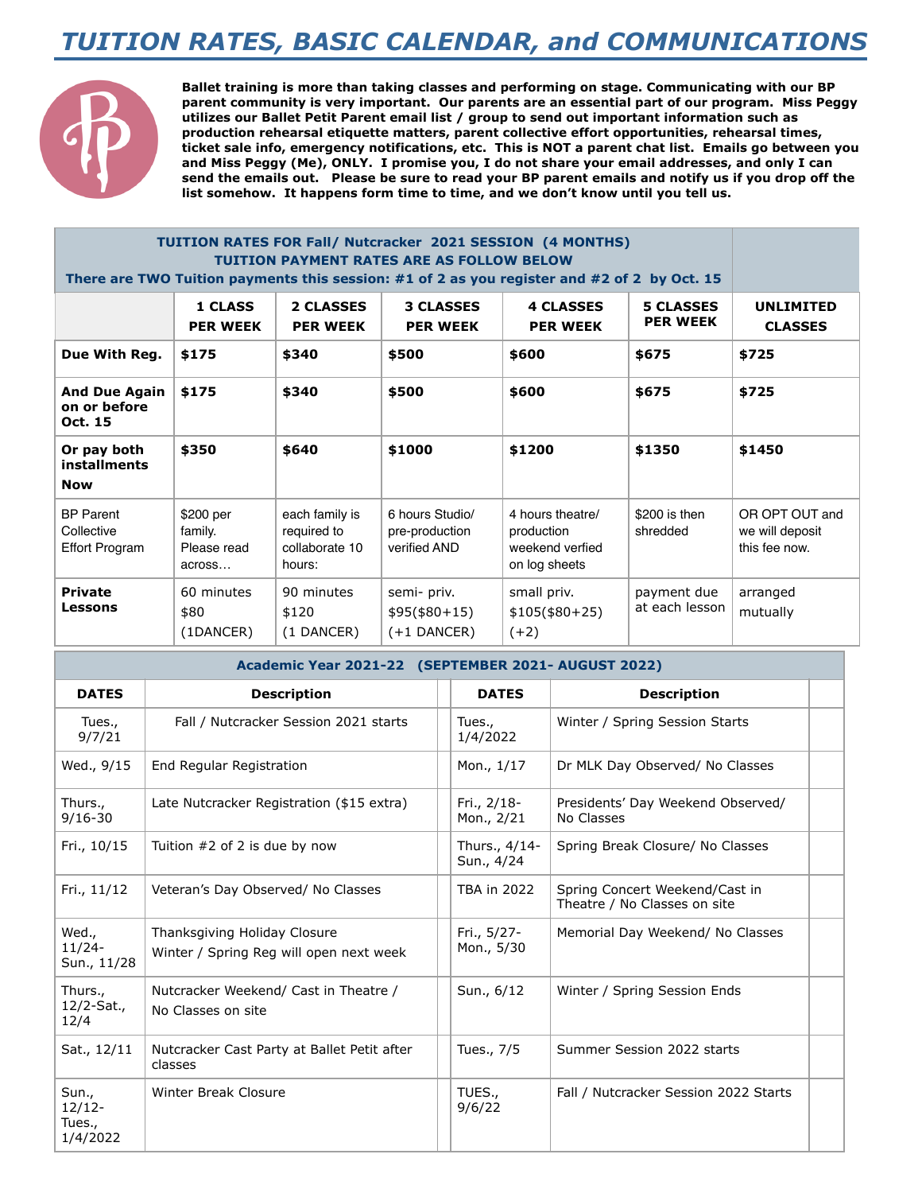# *TUITION RATES, BASIC CALENDAR, and COMMUNICATIONS*

**Ballet training is more than taking classes and performing on stage. Communicating with our BP parent community is very important. Our parents are an essential part of our program. Miss Peggy utilizes our Ballet Petit Parent email list / group to send out important information such as production rehearsal etiquette matters, parent collective effort opportunities, rehearsal times, ticket sale info, emergency notifications, etc. This is NOT a parent chat list. Emails go between you and Miss Peggy (Me), ONLY. I promise you, I do not share your email addresses, and only I can send the emails out. Please be sure to read your BP parent emails and notify us if you drop off the list somehow. It happens form time to time, and we don't know until you tell us.**

| **TUITION RATES FOR Fall/ Nutcracker 2021 SESSION (4 MONTHS) TUITION PAYMENT RATES ARE AS FOLLOW BELOW There are TWO Tuition payments this session: #1 of 2 as you register and #2 of 2 by Oct. 15** | | | | | | |
|---|---|---|---|---|---|---|
| | **1 CLASS PER WEEK** | **2 CLASSES PER WEEK** | **3 CLASSES PER WEEK** | **4 CLASSES PER WEEK** | **5 CLASSES PER WEEK** | **UNLIMITED CLASSES** |
| **Due With Reg.** | **$175** | **$340** | **$500** | **$600** | **$675** | **$725** |
| **And Due Again on or before Oct. 15** | **$175** | **$340** | **$500** | **$600** | **$675** | **$725** |
| **Or pay both installments Now** | **$350** | **$640** | **$1000** | **$1200** | **$1350** | **$1450** |
| BP Parent Collective Effort Program | $200 per family. Please read across… | each family is required to collaborate 10 hours: | 6 hours Studio/ pre-production verified AND | 4 hours theatre/ production weekend verfied on log sheets | $200 is then shredded | OR OPT OUT and we will deposit this fee now. |
| **Private Lessons** | 60 minutes $80 (1DANCER) | 90 minutes $120 (1 DANCER) | semi- priv. $95($80+15) (+1 DANCER) | small priv. $105($80+25) (+2) | payment due at each lesson | arranged mutually |

| **Academic Year 2021-22 (SEPTEMBER 2021- AUGUST 2022)** | | | |
|---|---|---|---|
| **DATES** | **Description** | **DATES** | **Description** |
| Tues., 9/7/21 | Fall / Nutcracker Session 2021 starts | Tues., 1/4/2022 | Winter / Spring Session Starts |
| Wed., 9/15 | End Regular Registration | Mon., 1/17 | Dr MLK Day Observed/ No Classes |
| Thurs., 9/16-30 | Late Nutcracker Registration ($15 extra) | Fri., 2/18-Mon., 2/21 | Presidents' Day Weekend Observed/ No Classes |
| Fri., 10/15 | Tuition #2 of 2 is due by now | Thurs., 4/14-Sun., 4/24 | Spring Break Closure/ No Classes |
| Fri., 11/12 | Veteran's Day Observed/ No Classes | TBA in 2022 | Spring Concert Weekend/Cast in Theatre / No Classes on site |
| Wed., 11/24-Sun., 11/28 | Thanksgiving Holiday Closure Winter / Spring Reg will open next week | Fri., 5/27-Mon., 5/30 | Memorial Day Weekend/ No Classes |
| Thurs., 12/2-Sat., 12/4 | Nutcracker Weekend/ Cast in Theatre / No Classes on site | Sun., 6/12 | Winter / Spring Session Ends |
| Sat., 12/11 | Nutcracker Cast Party at Ballet Petit after classes | Tues., 7/5 | Summer Session 2022 starts |
| Sun., 12/12-Tues., 1/4/2022 | Winter Break Closure | TUES., 9/6/22 | Fall / Nutcracker Session 2022 Starts |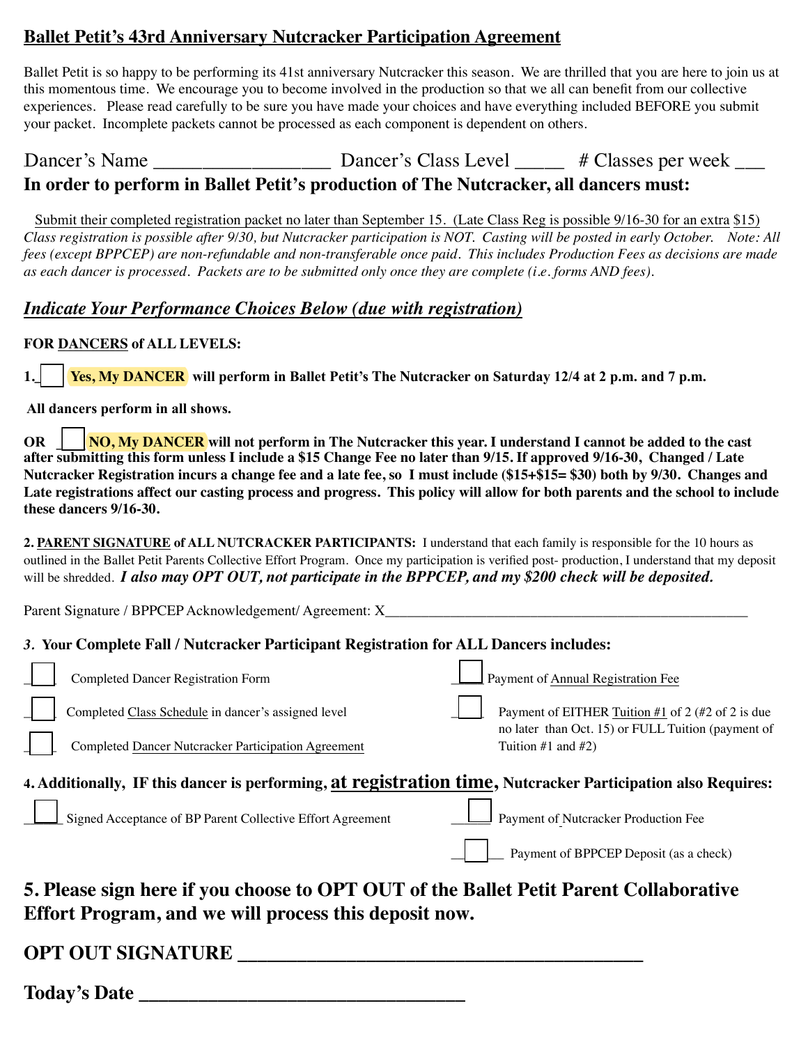## Ballet Petit's 43rd Anniversary Nutcracker Participation Agreement

Ballet Petit is so happy to be performing its 41st anniversary Nutcracker this season. We are thrilled that you are here to join us at this momentous time. We encourage you to become involved in the production so that we all can benefit from our collective experiences. Please read carefully to be sure you have made your choices and have everything included BEFORE you submit your packet. Incomplete packets cannot be processed as each component is dependent on others.

Dancer's Name ________________ Dancer's Class Level _____ # Classes per week ___

**In order to perform in Ballet Petit's production of The Nutcracker, all dancers must:**

Submit their completed registration packet no later than September 15. (Late Class Reg is possible 9/16-30 for an extra $15) *Class registration is possible after 9/30, but Nutcracker participation is NOT. Casting will be posted in early October. Note: All fees (except BPPCEP) are non-refundable and non-transferable once paid. This includes Production Fees as decisions are made as each dancer is processed. Packets are to be submitted only once they are complete (i.e. forms AND fees).*

### *Indicate Your Performance Choices Below (due with registration)*

**FOR DANCERS of ALL LEVELS:**

**1. ☐ Yes, My DANCER will perform in Ballet Petit's The Nutcracker on Saturday 12/4 at 2 p.m. and 7 p.m.**

**All dancers perform in all shows.**

**OR ☐ NO, My DANCER will not perform in The Nutcracker this year. I understand I cannot be added to the cast after submitting this form unless I include a $15 Change Fee no later than 9/15. If approved 9/16-30, Changed / Late Nutcracker Registration incurs a change fee and a late fee, so I must include ($15+$15= $30) both by 9/30. Changes and Late registrations affect our casting process and progress. This policy will allow for both parents and the school to include these dancers 9/16-30.**

**2. PARENT SIGNATURE of ALL NUTCRACKER PARTICIPANTS:** I understand that each family is responsible for the 10 hours as outlined in the Ballet Petit Parents Collective Effort Program. Once my participation is verified post- production, I understand that my deposit will be shredded. ***I also may OPT OUT, not participate in the BPPCEP, and my $200 check will be deposited.***

Parent Signature / BPPCEP Acknowledgement/ Agreement: X_______________________________________

**3. Your Complete Fall / Nutcracker Participant Registration for ALL Dancers includes:**

- ☐ Completed Dancer Registration Form
- ☐ Completed Class Schedule in dancer's assigned level
- ☐ Completed Dancer Nutcracker Participation Agreement
- ☐ Payment of Annual Registration Fee
- ☐ Payment of EITHER Tuition #1 of 2 (#2 of 2 is due no later than Oct. 15) or FULL Tuition (payment of Tuition #1 and #2)

**4. Additionally, IF this dancer is performing, at registration time, Nutcracker Participation also Requires:**

- ☐ Signed Acceptance of BP Parent Collective Effort Agreement
- ☐ Payment of Nutcracker Production Fee
- ☐ Payment of BPPCEP Deposit (as a check)

## 5. Please sign here if you choose to OPT OUT of the Ballet Petit Parent Collaborative Effort Program, and we will process this deposit now.

**OPT OUT SIGNATURE _______________________________**

**Today's Date _________________________**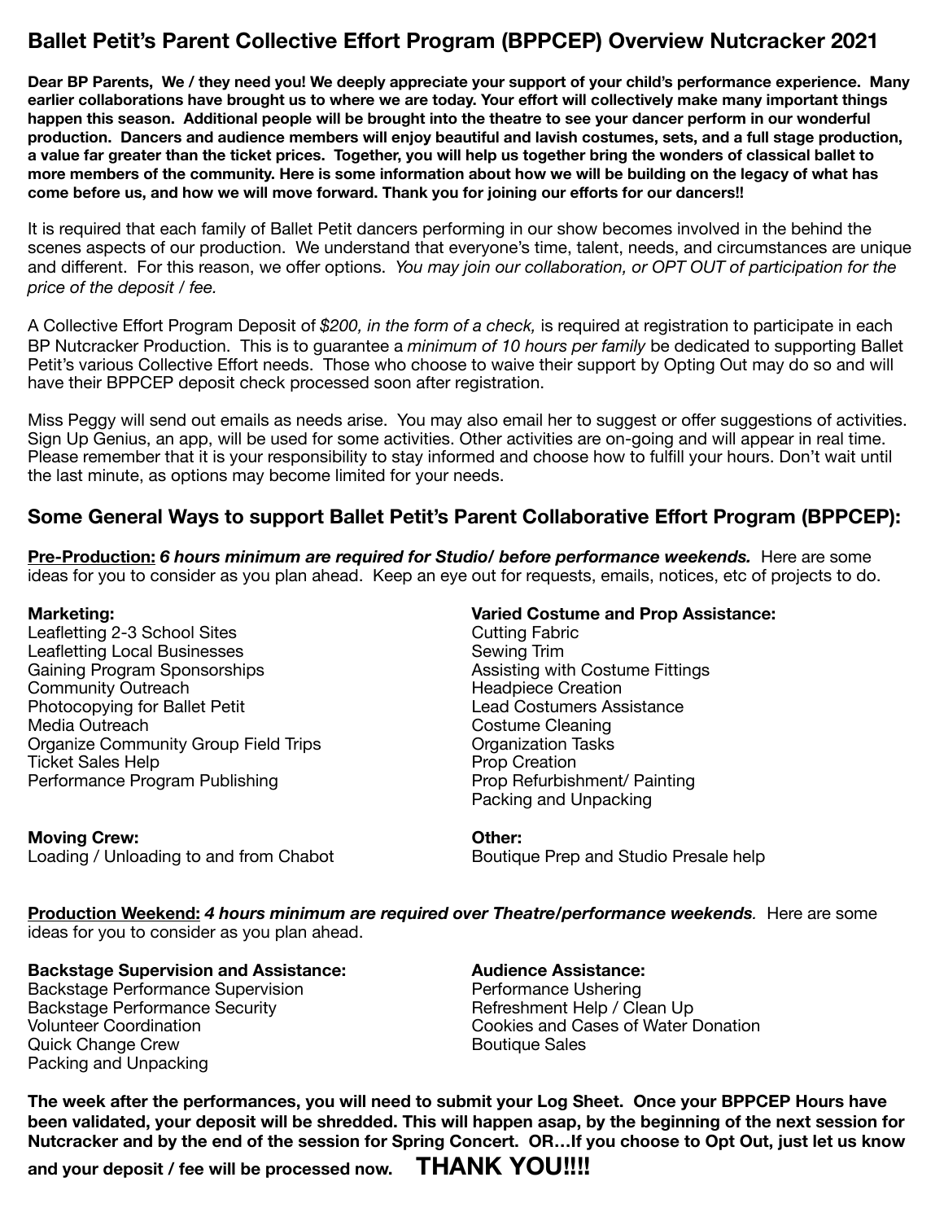## Ballet Petit's Parent Collective Effort Program (BPPCEP) Overview Nutcracker 2021

**Dear BP Parents, We / they need you! We deeply appreciate your support of your child's performance experience. Many earlier collaborations have brought us to where we are today. Your effort will collectively make many important things happen this season. Additional people will be brought into the theatre to see your dancer perform in our wonderful production. Dancers and audience members will enjoy beautiful and lavish costumes, sets, and a full stage production, a value far greater than the ticket prices. Together, you will help us together bring the wonders of classical ballet to more members of the community. Here is some information about how we will be building on the legacy of what has come before us, and how we will move forward. Thank you for joining our efforts for our dancers!!**

It is required that each family of Ballet Petit dancers performing in our show becomes involved in the behind the scenes aspects of our production. We understand that everyone's time, talent, needs, and circumstances are unique and different. For this reason, we offer options. *You may join our collaboration, or OPT OUT of participation for the price of the deposit / fee.*

A Collective Effort Program Deposit of *$200, in the form of a check,* is required at registration to participate in each BP Nutcracker Production. This is to guarantee a *minimum of 10 hours per family* be dedicated to supporting Ballet Petit's various Collective Effort needs. Those who choose to waive their support by Opting Out may do so and will have their BPPCEP deposit check processed soon after registration.

Miss Peggy will send out emails as needs arise. You may also email her to suggest or offer suggestions of activities. Sign Up Genius, an app, will be used for some activities. Other activities are on-going and will appear in real time. Please remember that it is your responsibility to stay informed and choose how to fulfill your hours. Don't wait until the last minute, as options may become limited for your needs.

### Some General Ways to support Ballet Petit's Parent Collaborative Effort Program (BPPCEP):

**Pre-Production:** ***6 hours minimum are required for Studio/ before performance weekends.*** Here are some ideas for you to consider as you plan ahead. Keep an eye out for requests, emails, notices, etc of projects to do.

**Marketing:**
Leafletting 2-3 School Sites
Leafletting Local Businesses
Gaining Program Sponsorships
Community Outreach
Photocopying for Ballet Petit
Media Outreach
Organize Community Group Field Trips
Ticket Sales Help
Performance Program Publishing

**Varied Costume and Prop Assistance:**
Cutting Fabric
Sewing Trim
Assisting with Costume Fittings
Headpiece Creation
Lead Costumers Assistance
Costume Cleaning
Organization Tasks
Prop Creation
Prop Refurbishment/ Painting
Packing and Unpacking

**Moving Crew:**
Loading / Unloading to and from Chabot

**Other:**
Boutique Prep and Studio Presale help

**Production Weekend:** ***4 hours minimum are required over Theatre/performance weekends.*** Here are some ideas for you to consider as you plan ahead.

**Backstage Supervision and Assistance:**
Backstage Performance Supervision
Backstage Performance Security
Volunteer Coordination
Quick Change Crew
Packing and Unpacking

**Audience Assistance:**
Performance Ushering
Refreshment Help / Clean Up
Cookies and Cases of Water Donation
Boutique Sales

**The week after the performances, you will need to submit your Log Sheet. Once your BPPCEP Hours have been validated, your deposit will be shredded. This will happen asap, by the beginning of the next session for Nutcracker and by the end of the session for Spring Concert. OR…If you choose to Opt Out, just let us know and your deposit / fee will be processed now. THANK YOU!!!!**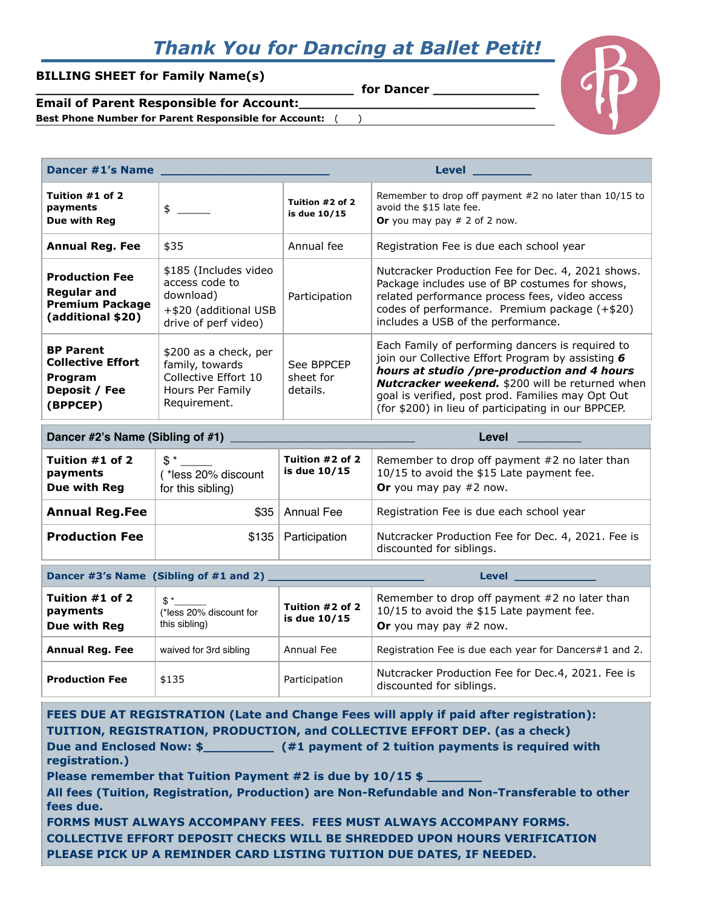# *Thank You for Dancing at Ballet Petit!*

**BILLING SHEET for Family Name(s) ______________________________________ for Dancer _____________**

**Email of Parent Responsible for Account:____________________________**

**Best Phone Number for Parent Responsible for Account:** (     )

| **Dancer #1's Name ______________________** | | | **Level ________** |
|---|---|---|---|
| **Tuition #1 of 2 payments Due with Reg** | $ _____ | **Tuition #2 of 2 is due 10/15** | Remember to drop off payment #2 no later than 10/15 to avoid the $15 late fee. **Or** you may pay # 2 of 2 now. |
| **Annual Reg. Fee** | $35 | Annual fee | Registration Fee is due each school year |
| **Production Fee Regular and Premium Package (additional $20)** | $185 (Includes video access code to download) +$20 (additional USB drive of perf video) | Participation | Nutcracker Production Fee for Dec. 4, 2021 shows. Package includes use of BP costumes for shows, related performance process fees, video access codes of performance. Premium package (+$20) includes a USB of the performance. |
| **BP Parent Collective Effort Program Deposit / Fee (BPPCEP)** | $200 as a check, per family, towards Collective Effort 10 Hours Per Family Requirement. | See BPPCEP sheet for details. | Each Family of performing dancers is required to join our Collective Effort Program by assisting ***6 hours at studio /pre-production and 4 hours Nutcracker weekend.*** $200 will be returned when goal is verified, post prod. Families may Opt Out (for $200) in lieu of participating in our BPPCEP. |

| **Dancer #2's Name (Sibling of #1) ________________________** | | | **Level _________** |
|---|---|---|---|
| **Tuition #1 of 2 payments Due with Reg** | $ * _____ ( *less 20% discount for this sibling) | **Tuition #2 of 2 is due 10/15** | Remember to drop off payment #2 no later than 10/15 to avoid the $15 Late payment fee. **Or** you may pay #2 now. |
| **Annual Reg.Fee** | $35 | Annual Fee | Registration Fee is due each school year |
| **Production Fee** | $135 | Participation | Nutcracker Production Fee for Dec. 4, 2021. Fee is discounted for siblings. |

| **Dancer #3's Name (Sibling of #1 and 2) ______________________** | | | **Level ____________** |
|---|---|---|---|
| **Tuition #1 of 2 payments Due with Reg** | $ *______ (*less 20% discount for this sibling) | **Tuition #2 of 2 is due 10/15** | Remember to drop off payment #2 no later than 10/15 to avoid the $15 Late payment fee. **Or** you may pay #2 now. |
| **Annual Reg. Fee** | waived for 3rd sibling | Annual Fee | Registration Fee is due each year for Dancers#1 and 2. |
| **Production Fee** | $135 | Participation | Nutcracker Production Fee for Dec.4, 2021. Fee is discounted for siblings. |

**FEES DUE AT REGISTRATION (Late and Change Fees will apply if paid after registration): TUITION, REGISTRATION, PRODUCTION, and COLLECTIVE EFFORT DEP. (as a check)**

**Due and Enclosed Now: $_________ (#1 payment of 2 tuition payments is required with registration.)**

**Please remember that Tuition Payment #2 is due by 10/15 $ _______**

**All fees (Tuition, Registration, Production) are Non-Refundable and Non-Transferable to other fees due.**

**FORMS MUST ALWAYS ACCOMPANY FEES. FEES MUST ALWAYS ACCOMPANY FORMS.**

**COLLECTIVE EFFORT DEPOSIT CHECKS WILL BE SHREDDED UPON HOURS VERIFICATION**

**PLEASE PICK UP A REMINDER CARD LISTING TUITION DUE DATES, IF NEEDED.**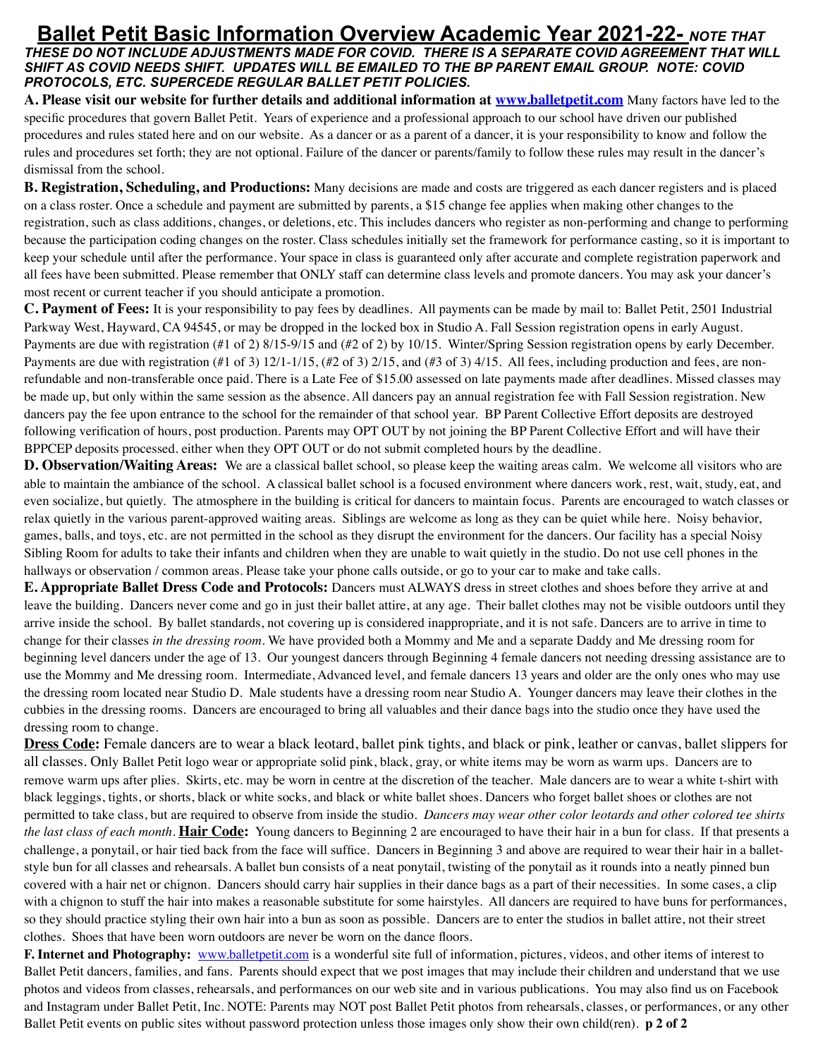# Ballet Petit Basic Information Overview Academic Year 2021-22- *NOTE THAT THESE DO NOT INCLUDE ADJUSTMENTS MADE FOR COVID. THERE IS A SEPARATE COVID AGREEMENT THAT WILL SHIFT AS COVID NEEDS SHIFT. UPDATES WILL BE EMAILED TO THE BP PARENT EMAIL GROUP. NOTE: COVID PROTOCOLS, ETC. SUPERCEDE REGULAR BALLET PETIT POLICIES.*

**A. Please visit our website for further details and additional information at [www.balletpetit.com](http://www.balletpetit.com)** Many factors have led to the specific procedures that govern Ballet Petit. Years of experience and a professional approach to our school have driven our published procedures and rules stated here and on our website. As a dancer or as a parent of a dancer, it is your responsibility to know and follow the rules and procedures set forth; they are not optional. Failure of the dancer or parents/family to follow these rules may result in the dancer's dismissal from the school.

**B. Registration, Scheduling, and Productions:** Many decisions are made and costs are triggered as each dancer registers and is placed on a class roster. Once a schedule and payment are submitted by parents, a $15 change fee applies when making other changes to the registration, such as class additions, changes, or deletions, etc. This includes dancers who register as non-performing and change to performing because the participation coding changes on the roster. Class schedules initially set the framework for performance casting, so it is important to keep your schedule until after the performance. Your space in class is guaranteed only after accurate and complete registration paperwork and all fees have been submitted. Please remember that ONLY staff can determine class levels and promote dancers. You may ask your dancer's most recent or current teacher if you should anticipate a promotion.

**C. Payment of Fees:** It is your responsibility to pay fees by deadlines. All payments can be made by mail to: Ballet Petit, 2501 Industrial Parkway West, Hayward, CA 94545, or may be dropped in the locked box in Studio A. Fall Session registration opens in early August. Payments are due with registration (#1 of 2) 8/15-9/15 and (#2 of 2) by 10/15. Winter/Spring Session registration opens by early December. Payments are due with registration (#1 of 3) 12/1-1/15, (#2 of 3) 2/15, and (#3 of 3) 4/15. All fees, including production and fees, are non-refundable and non-transferable once paid. There is a Late Fee of $15.00 assessed on late payments made after deadlines. Missed classes may be made up, but only within the same session as the absence. All dancers pay an annual registration fee with Fall Session registration. New dancers pay the fee upon entrance to the school for the remainder of that school year. BP Parent Collective Effort deposits are destroyed following verification of hours, post production. Parents may OPT OUT by not joining the BP Parent Collective Effort and will have their BPPCEP deposits processed. either when they OPT OUT or do not submit completed hours by the deadline.

**D. Observation/Waiting Areas:** We are a classical ballet school, so please keep the waiting areas calm. We welcome all visitors who are able to maintain the ambiance of the school. A classical ballet school is a focused environment where dancers work, rest, wait, study, eat, and even socialize, but quietly. The atmosphere in the building is critical for dancers to maintain focus. Parents are encouraged to watch classes or relax quietly in the various parent-approved waiting areas. Siblings are welcome as long as they can be quiet while here. Noisy behavior, games, balls, and toys, etc. are not permitted in the school as they disrupt the environment for the dancers. Our facility has a special Noisy Sibling Room for adults to take their infants and children when they are unable to wait quietly in the studio. Do not use cell phones in the hallways or observation / common areas. Please take your phone calls outside, or go to your car to make and take calls.

**E. Appropriate Ballet Dress Code and Protocols:** Dancers must ALWAYS dress in street clothes and shoes before they arrive at and leave the building. Dancers never come and go in just their ballet attire, at any age. Their ballet clothes may not be visible outdoors until they arrive inside the school. By ballet standards, not covering up is considered inappropriate, and it is not safe. Dancers are to arrive in time to change for their classes *in the dressing room*. We have provided both a Mommy and Me and a separate Daddy and Me dressing room for beginning level dancers under the age of 13. Our youngest dancers through Beginning 4 female dancers not needing dressing assistance are to use the Mommy and Me dressing room. Intermediate, Advanced level, and female dancers 13 years and older are the only ones who may use the dressing room located near Studio D. Male students have a dressing room near Studio A. Younger dancers may leave their clothes in the cubbies in the dressing rooms. Dancers are encouraged to bring all valuables and their dance bags into the studio once they have used the dressing room to change.

**Dress Code:** Female dancers are to wear a black leotard, ballet pink tights, and black or pink, leather or canvas, ballet slippers for all classes. Only Ballet Petit logo wear or appropriate solid pink, black, gray, or white items may be worn as warm ups. Dancers are to remove warm ups after plies. Skirts, etc. may be worn in centre at the discretion of the teacher. Male dancers are to wear a white t-shirt with black leggings, tights, or shorts, black or white socks, and black or white ballet shoes. Dancers who forget ballet shoes or clothes are not permitted to take class, but are required to observe from inside the studio. *Dancers may wear other color leotards and other colored tee shirts the last class of each month*. **Hair Code:** Young dancers to Beginning 2 are encouraged to have their hair in a bun for class. If that presents a challenge, a ponytail, or hair tied back from the face will suffice. Dancers in Beginning 3 and above are required to wear their hair in a ballet-style bun for all classes and rehearsals. A ballet bun consists of a neat ponytail, twisting of the ponytail as it rounds into a neatly pinned bun covered with a hair net or chignon. Dancers should carry hair supplies in their dance bags as a part of their necessities. In some cases, a clip with a chignon to stuff the hair into makes a reasonable substitute for some hairstyles. All dancers are required to have buns for performances, so they should practice styling their own hair into a bun as soon as possible. Dancers are to enter the studios in ballet attire, not their street clothes. Shoes that have been worn outdoors are never be worn on the dance floors.

**F. Internet and Photography:** [www.balletpetit.com](http://www.balletpetit.com) is a wonderful site full of information, pictures, videos, and other items of interest to Ballet Petit dancers, families, and fans. Parents should expect that we post images that may include their children and understand that we use photos and videos from classes, rehearsals, and performances on our web site and in various publications. You may also find us on Facebook and Instagram under Ballet Petit, Inc. NOTE: Parents may NOT post Ballet Petit photos from rehearsals, classes, or performances, or any other Ballet Petit events on public sites without password protection unless those images only show their own child(ren).